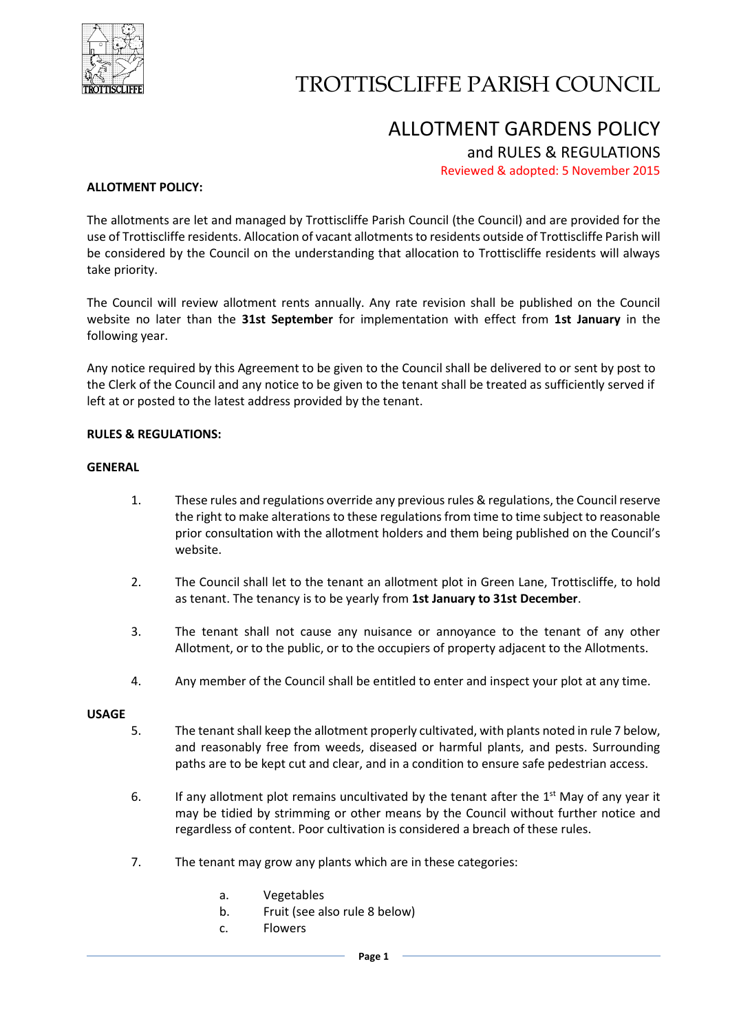# TROTTISCLIFFE PARISH COUNCIL

## ALLOTMENT GARDENS POLICY

### and RULES & REGULATIONS

Reviewed & adopted: 5 November 2015

**ALLOTMENT POLICY:**

The allotments are let and managed by Trottiscliffe Parish Council (the Council) and are provided for the use of Trottiscliffe residents. Allocation of vacant allotments to residents outside of Trottiscliffe Parish will be considered by the Council on the understanding that allocation to Trottiscliffe residents will always take priority.

The Council will review allotment rents annually. Any rate revision shall be published on the Council website no later than the **31st September** for implementation with effect from **1st January** in the following year.

Any notice required by this Agreement to be given to the Council shall be delivered to or sent by post to the Clerk of the Council and any notice to be given to the tenant shall be treated as sufficiently served if left at or posted to the latest address provided by the tenant.

**RULES & REGULATIONS:**

**GENERAL**

1. These rules and regulations override any previous rules & regulations, the Council reserve the right to make alterations to these regulations from time to time subject to reasonable prior consultation with the allotment holders and them being published on the Council's website.

2. The Council shall let to the tenant an allotment plot in Green Lane, Trottiscliffe, to hold as tenant. The tenancy is to be yearly from **1st January to 31st December**.

3. The tenant shall not cause any nuisance or annoyance to the tenant of any other Allotment, or to the public, or to the occupiers of property adjacent to the Allotments.

4. Any member of the Council shall be entitled to enter and inspect your plot at any time.

**USAGE**

5. The tenant shall keep the allotment properly cultivated, with plants noted in rule 7 below, and reasonably free from weeds, diseased or harmful plants, and pests. Surrounding paths are to be kept cut and clear, and in a condition to ensure safe pedestrian access.

6. If any allotment plot remains uncultivated by the tenant after the 1st May of any year it may be tidied by strimming or other means by the Council without further notice and regardless of content. Poor cultivation is considered a breach of these rules.

7. The tenant may grow any plants which are in these categories:

   a. Vegetables
   b. Fruit (see also rule 8 below)
   c. Flowers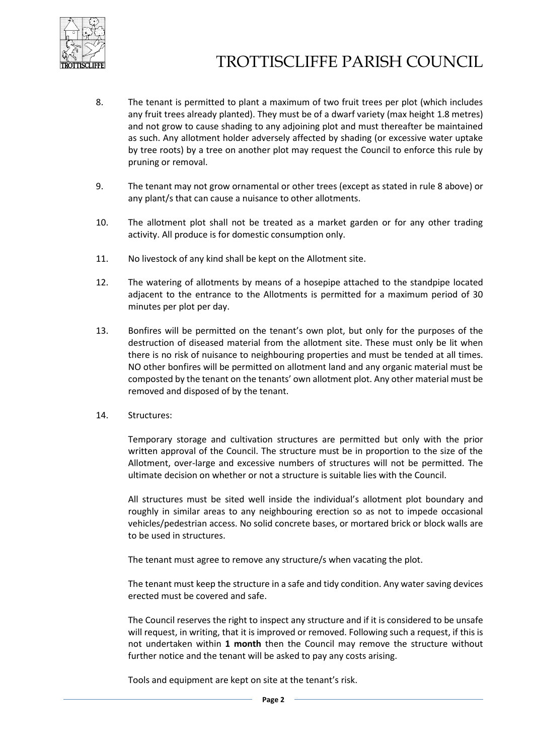8. The tenant is permitted to plant a maximum of two fruit trees per plot (which includes any fruit trees already planted). They must be of a dwarf variety (max height 1.8 metres) and not grow to cause shading to any adjoining plot and must thereafter be maintained as such. Any allotment holder adversely affected by shading (or excessive water uptake by tree roots) by a tree on another plot may request the Council to enforce this rule by pruning or removal.

9. The tenant may not grow ornamental or other trees (except as stated in rule 8 above) or any plant/s that can cause a nuisance to other allotments.

10. The allotment plot shall not be treated as a market garden or for any other trading activity. All produce is for domestic consumption only.

11. No livestock of any kind shall be kept on the Allotment site.

12. The watering of allotments by means of a hosepipe attached to the standpipe located adjacent to the entrance to the Allotments is permitted for a maximum period of 30 minutes per plot per day.

13. Bonfires will be permitted on the tenant's own plot, but only for the purposes of the destruction of diseased material from the allotment site. These must only be lit when there is no risk of nuisance to neighbouring properties and must be tended at all times. NO other bonfires will be permitted on allotment land and any organic material must be composted by the tenant on the tenants' own allotment plot. Any other material must be removed and disposed of by the tenant.

14. Structures:

    Temporary storage and cultivation structures are permitted but only with the prior written approval of the Council. The structure must be in proportion to the size of the Allotment, over-large and excessive numbers of structures will not be permitted. The ultimate decision on whether or not a structure is suitable lies with the Council.

    All structures must be sited well inside the individual's allotment plot boundary and roughly in similar areas to any neighbouring erection so as not to impede occasional vehicles/pedestrian access. No solid concrete bases, or mortared brick or block walls are to be used in structures.

    The tenant must agree to remove any structure/s when vacating the plot.

    The tenant must keep the structure in a safe and tidy condition. Any water saving devices erected must be covered and safe.

    The Council reserves the right to inspect any structure and if it is considered to be unsafe will request, in writing, that it is improved or removed. Following such a request, if this is not undertaken within **1 month** then the Council may remove the structure without further notice and the tenant will be asked to pay any costs arising.

    Tools and equipment are kept on site at the tenant's risk.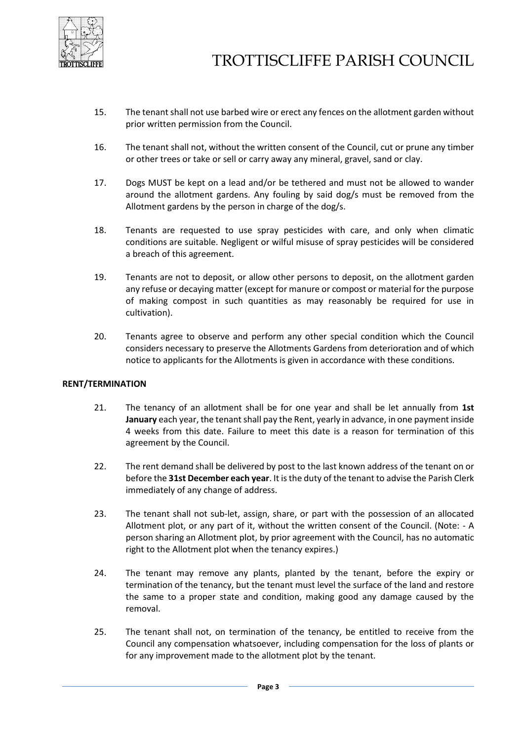15. The tenant shall not use barbed wire or erect any fences on the allotment garden without prior written permission from the Council.

16. The tenant shall not, without the written consent of the Council, cut or prune any timber or other trees or take or sell or carry away any mineral, gravel, sand or clay.

17. Dogs MUST be kept on a lead and/or be tethered and must not be allowed to wander around the allotment gardens. Any fouling by said dog/s must be removed from the Allotment gardens by the person in charge of the dog/s.

18. Tenants are requested to use spray pesticides with care, and only when climatic conditions are suitable. Negligent or wilful misuse of spray pesticides will be considered a breach of this agreement.

19. Tenants are not to deposit, or allow other persons to deposit, on the allotment garden any refuse or decaying matter (except for manure or compost or material for the purpose of making compost in such quantities as may reasonably be required for use in cultivation).

20. Tenants agree to observe and perform any other special condition which the Council considers necessary to preserve the Allotments Gardens from deterioration and of which notice to applicants for the Allotments is given in accordance with these conditions.

**RENT/TERMINATION**

21. The tenancy of an allotment shall be for one year and shall be let annually from **1st January** each year, the tenant shall pay the Rent, yearly in advance, in one payment inside 4 weeks from this date. Failure to meet this date is a reason for termination of this agreement by the Council.

22. The rent demand shall be delivered by post to the last known address of the tenant on or before the **31st December each year**. It is the duty of the tenant to advise the Parish Clerk immediately of any change of address.

23. The tenant shall not sub-let, assign, share, or part with the possession of an allocated Allotment plot, or any part of it, without the written consent of the Council. (Note: - A person sharing an Allotment plot, by prior agreement with the Council, has no automatic right to the Allotment plot when the tenancy expires.)

24. The tenant may remove any plants, planted by the tenant, before the expiry or termination of the tenancy, but the tenant must level the surface of the land and restore the same to a proper state and condition, making good any damage caused by the removal.

25. The tenant shall not, on termination of the tenancy, be entitled to receive from the Council any compensation whatsoever, including compensation for the loss of plants or for any improvement made to the allotment plot by the tenant.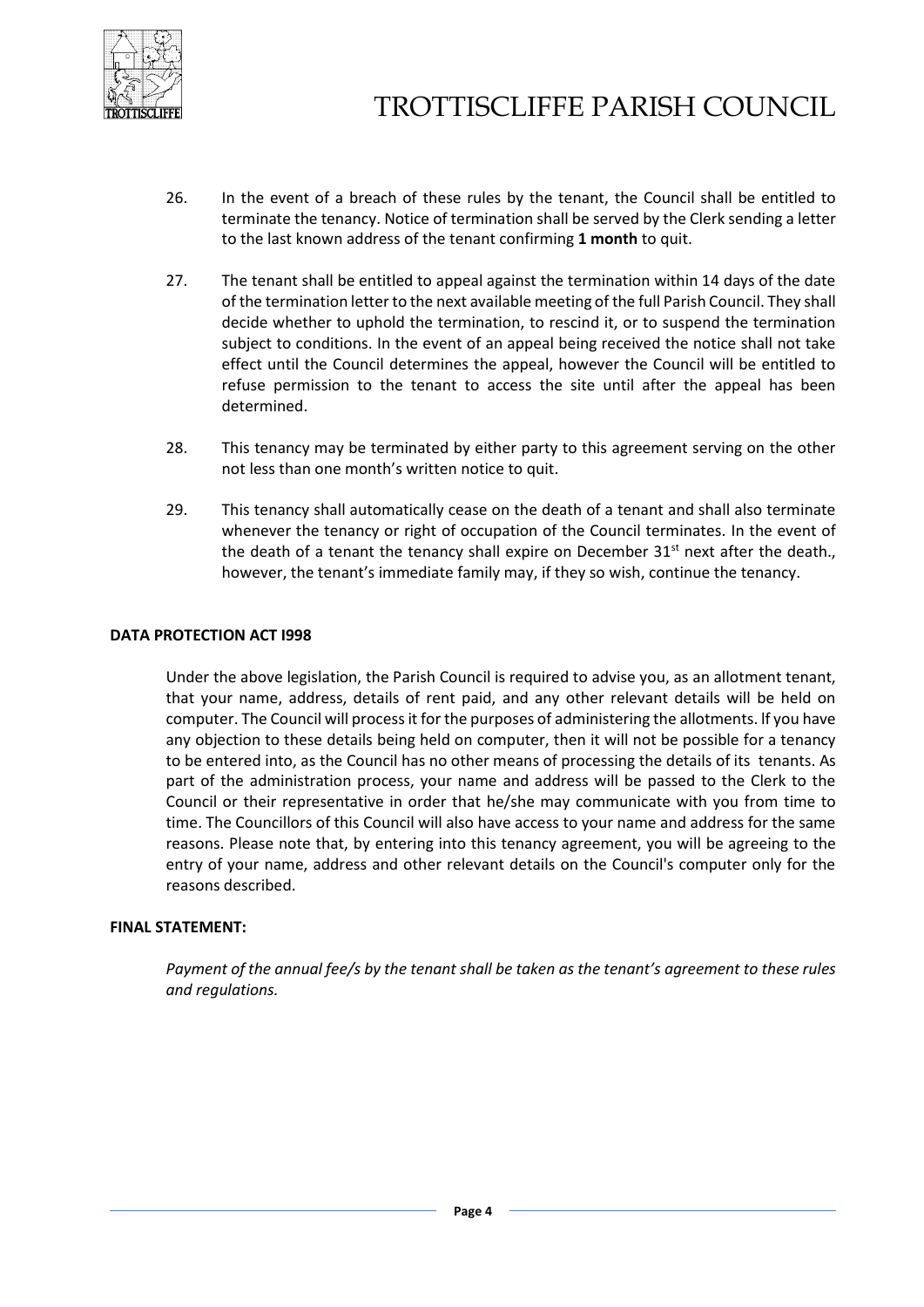26. In the event of a breach of these rules by the tenant, the Council shall be entitled to terminate the tenancy. Notice of termination shall be served by the Clerk sending a letter to the last known address of the tenant confirming **1 month** to quit.

27. The tenant shall be entitled to appeal against the termination within 14 days of the date of the termination letter to the next available meeting of the full Parish Council. They shall decide whether to uphold the termination, to rescind it, or to suspend the termination subject to conditions. In the event of an appeal being received the notice shall not take effect until the Council determines the appeal, however the Council will be entitled to refuse permission to the tenant to access the site until after the appeal has been determined.

28. This tenancy may be terminated by either party to this agreement serving on the other not less than one month's written notice to quit.

29. This tenancy shall automatically cease on the death of a tenant and shall also terminate whenever the tenancy or right of occupation of the Council terminates. In the event of the death of a tenant the tenancy shall expire on December 31st next after the death., however, the tenant's immediate family may, if they so wish, continue the tenancy.

**DATA PROTECTION ACT I998**

Under the above legislation, the Parish Council is required to advise you, as an allotment tenant, that your name, address, details of rent paid, and any other relevant details will be held on computer. The Council will process it for the purposes of administering the allotments. If you have any objection to these details being held on computer, then it will not be possible for a tenancy to be entered into, as the Council has no other means of processing the details of its tenants. As part of the administration process, your name and address will be passed to the Clerk to the Council or their representative in order that he/she may communicate with you from time to time. The Councillors of this Council will also have access to your name and address for the same reasons. Please note that, by entering into this tenancy agreement, you will be agreeing to the entry of your name, address and other relevant details on the Council's computer only for the reasons described.

**FINAL STATEMENT:**

*Payment of the annual fee/s by the tenant shall be taken as the tenant's agreement to these rules and regulations.*